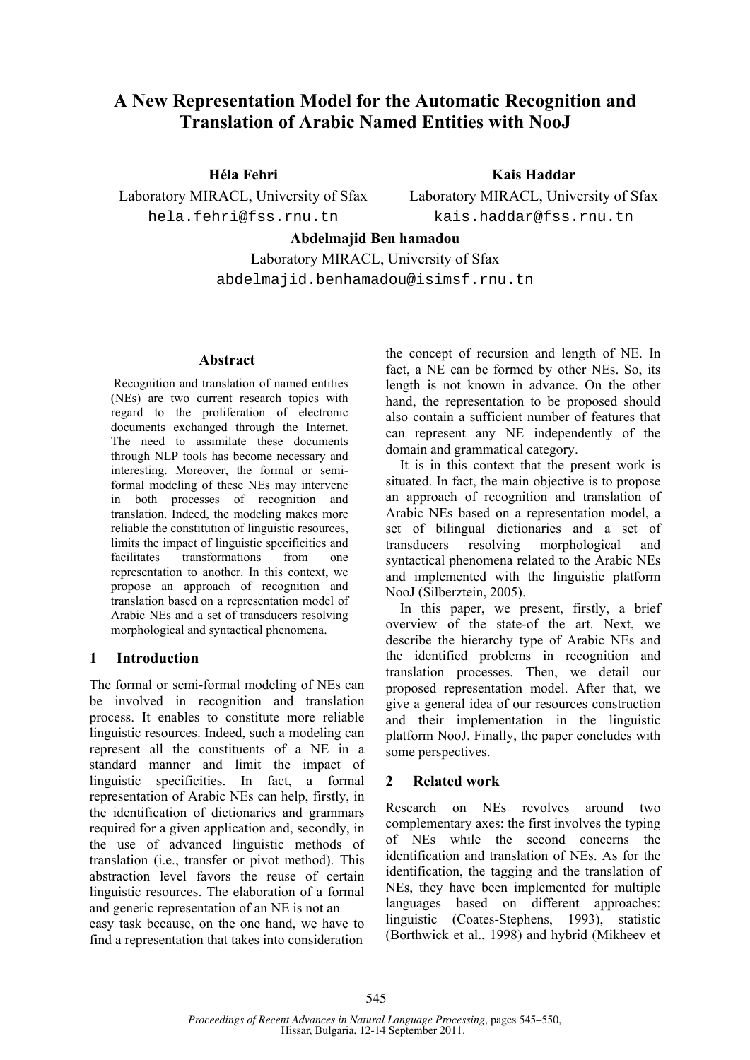# A New Representation Model for the Automatic Recognition and Translation of Arabic Named Entities with NooJ

**Héla Fehri**
Laboratory MIRACL, University of Sfax
hela.fehri@fss.rnu.tn

**Kais Haddar**
Laboratory MIRACL, University of Sfax
kais.haddar@fss.rnu.tn

**Abdelmajid Ben hamadou**
Laboratory MIRACL, University of Sfax
abdelmajid.benhamadou@isimsf.rnu.tn

## Abstract

Recognition and translation of named entities (NEs) are two current research topics with regard to the proliferation of electronic documents exchanged through the Internet. The need to assimilate these documents through NLP tools has become necessary and interesting. Moreover, the formal or semi-formal modeling of these NEs may intervene in both processes of recognition and translation. Indeed, the modeling makes more reliable the constitution of linguistic resources, limits the impact of linguistic specificities and facilitates transformations from one representation to another. In this context, we propose an approach of recognition and translation based on a representation model of Arabic NEs and a set of transducers resolving morphological and syntactical phenomena.

## 1 Introduction

The formal or semi-formal modeling of NEs can be involved in recognition and translation process. It enables to constitute more reliable linguistic resources. Indeed, such a modeling can represent all the constituents of a NE in a standard manner and limit the impact of linguistic specificities. In fact, a formal representation of Arabic NEs can help, firstly, in the identification of dictionaries and grammars required for a given application and, secondly, in the use of advanced linguistic methods of translation (i.e., transfer or pivot method). This abstraction level favors the reuse of certain linguistic resources. The elaboration of a formal and generic representation of an NE is not an easy task because, on the one hand, we have to find a representation that takes into consideration the concept of recursion and length of NE. In fact, a NE can be formed by other NEs. So, its length is not known in advance. On the other hand, the representation to be proposed should also contain a sufficient number of features that can represent any NE independently of the domain and grammatical category.

It is in this context that the present work is situated. In fact, the main objective is to propose an approach of recognition and translation of Arabic NEs based on a representation model, a set of bilingual dictionaries and a set of transducers resolving morphological and syntactical phenomena related to the Arabic NEs and implemented with the linguistic platform NooJ (Silberztein, 2005).

In this paper, we present, firstly, a brief overview of the state-of the art. Next, we describe the hierarchy type of Arabic NEs and the identified problems in recognition and translation processes. Then, we detail our proposed representation model. After that, we give a general idea of our resources construction and their implementation in the linguistic platform NooJ. Finally, the paper concludes with some perspectives.

## 2 Related work

Research on NEs revolves around two complementary axes: the first involves the typing of NEs while the second concerns the identification and translation of NEs. As for the identification, the tagging and the translation of NEs, they have been implemented for multiple languages based on different approaches: linguistic (Coates-Stephens, 1993), statistic (Borthwick et al., 1998) and hybrid (Mikheev et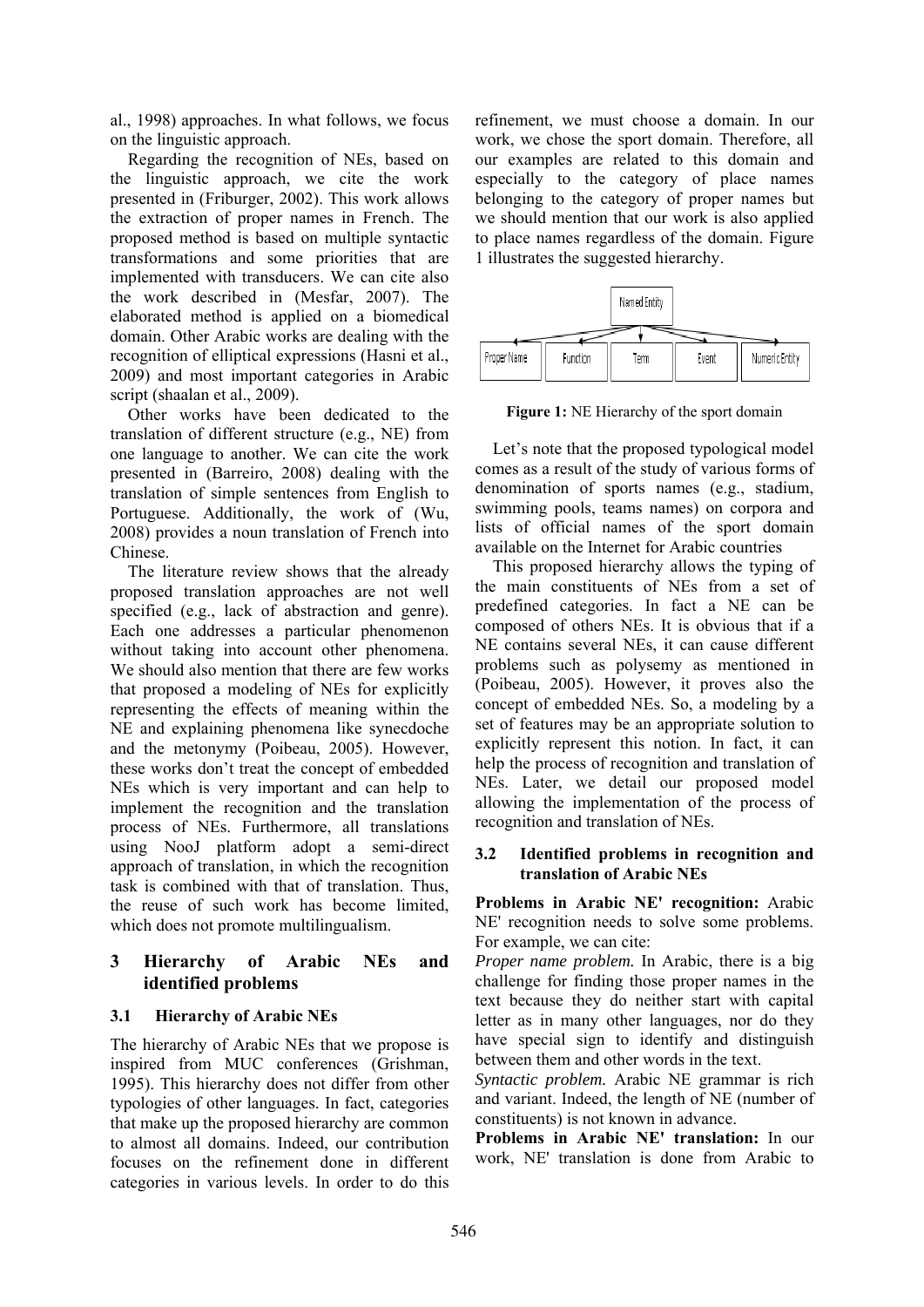al., 1998) approaches. In what follows, we focus on the linguistic approach.

Regarding the recognition of NEs, based on the linguistic approach, we cite the work presented in (Friburger, 2002). This work allows the extraction of proper names in French. The proposed method is based on multiple syntactic transformations and some priorities that are implemented with transducers. We can cite also the work described in (Mesfar, 2007). The elaborated method is applied on a biomedical domain. Other Arabic works are dealing with the recognition of elliptical expressions (Hasni et al., 2009) and most important categories in Arabic script (shaalan et al., 2009).

Other works have been dedicated to the translation of different structure (e.g., NE) from one language to another. We can cite the work presented in (Barreiro, 2008) dealing with the translation of simple sentences from English to Portuguese. Additionally, the work of (Wu, 2008) provides a noun translation of French into Chinese.

The literature review shows that the already proposed translation approaches are not well specified (e.g., lack of abstraction and genre). Each one addresses a particular phenomenon without taking into account other phenomena. We should also mention that there are few works that proposed a modeling of NEs for explicitly representing the effects of meaning within the NE and explaining phenomena like synecdoche and the metonymy (Poibeau, 2005). However, these works don't treat the concept of embedded NEs which is very important and can help to implement the recognition and the translation process of NEs. Furthermore, all translations using NooJ platform adopt a semi-direct approach of translation, in which the recognition task is combined with that of translation. Thus, the reuse of such work has become limited, which does not promote multilingualism.

## 3 Hierarchy of Arabic NEs and identified problems

### 3.1 Hierarchy of Arabic NEs

The hierarchy of Arabic NEs that we propose is inspired from MUC conferences (Grishman, 1995). This hierarchy does not differ from other typologies of other languages. In fact, categories that make up the proposed hierarchy are common to almost all domains. Indeed, our contribution focuses on the refinement done in different categories in various levels. In order to do this refinement, we must choose a domain. In our work, we chose the sport domain. Therefore, all our examples are related to this domain and especially to the category of place names belonging to the category of proper names but we should mention that our work is also applied to place names regardless of the domain. Figure 1 illustrates the suggested hierarchy.

Named Entity → Proper Name, Function, Term, Event, Numeric Entity

**Figure 1:** NE Hierarchy of the sport domain

Let's note that the proposed typological model comes as a result of the study of various forms of denomination of sports names (e.g., stadium, swimming pools, teams names) on corpora and lists of official names of the sport domain available on the Internet for Arabic countries

This proposed hierarchy allows the typing of the main constituents of NEs from a set of predefined categories. In fact a NE can be composed of others NEs. It is obvious that if a NE contains several NEs, it can cause different problems such as polysemy as mentioned in (Poibeau, 2005). However, it proves also the concept of embedded NEs. So, a modeling by a set of features may be an appropriate solution to explicitly represent this notion. In fact, it can help the process of recognition and translation of NEs. Later, we detail our proposed model allowing the implementation of the process of recognition and translation of NEs.

### 3.2 Identified problems in recognition and translation of Arabic NEs

**Problems in Arabic NE' recognition:** Arabic NE' recognition needs to solve some problems. For example, we can cite:

*Proper name problem.* In Arabic, there is a big challenge for finding those proper names in the text because they do neither start with capital letter as in many other languages, nor do they have special sign to identify and distinguish between them and other words in the text.

*Syntactic problem.* Arabic NE grammar is rich and variant. Indeed, the length of NE (number of constituents) is not known in advance.

**Problems in Arabic NE' translation:** In our work, NE' translation is done from Arabic to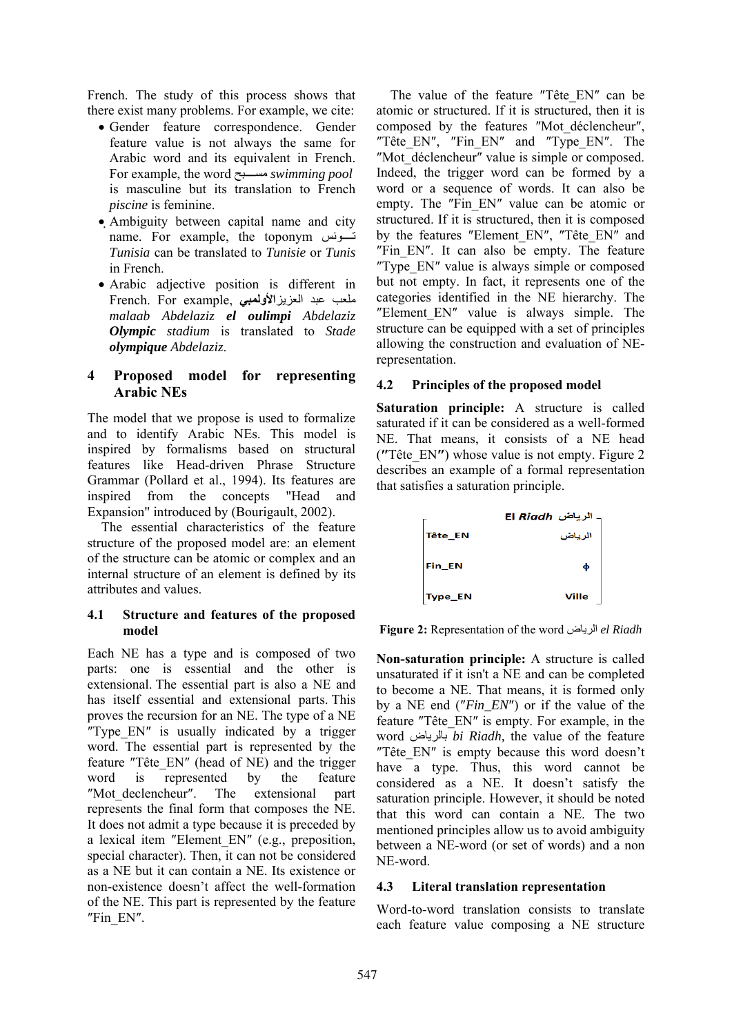French. The study of this process shows that there exist many problems. For example, we cite:

- Gender feature correspondence. Gender feature value is not always the same for Arabic word and its equivalent in French. For example, the word مسبح *swimming pool* is masculine but its translation to French *piscine* is feminine.
- Ambiguity between capital name and city name. For example, the toponym تونس *Tunisia* can be translated to *Tunisie* or *Tunis* in French.
- Arabic adjective position is different in French. For example, ملعب عبد العزيز **الأولمبي** *malaab Abdelaziz* ***el oulimpi*** *Abdelaziz* ***Olympic*** *stadium* is translated to *Stade* ***olympique*** *Abdelaziz.*

## 4 Proposed model for representing Arabic NEs

The model that we propose is used to formalize and to identify Arabic NEs. This model is inspired by formalisms based on structural features like Head-driven Phrase Structure Grammar (Pollard et al., 1994). Its features are inspired from the concepts "Head and Expansion" introduced by (Bourigault, 2002).

The essential characteristics of the feature structure of the proposed model are: an element of the structure can be atomic or complex and an internal structure of an element is defined by its attributes and values.

### 4.1 Structure and features of the proposed model

Each NE has a type and is composed of two parts: one is essential and the other is extensional. The essential part is also a NE and has itself essential and extensional parts. This proves the recursion for an NE. The type of a NE ″Type_EN″ is usually indicated by a trigger word. The essential part is represented by the feature ″Tête_EN″ (head of NE) and the trigger word is represented by the feature ″Mot_declencheur″. The extensional part represents the final form that composes the NE. It does not admit a type because it is preceded by a lexical item ″Element_EN″ (e.g., preposition, special character). Then, it can not be considered as a NE but it can contain a NE. Its existence or non-existence doesn't affect the well-formation of the NE. This part is represented by the feature ″Fin_EN″.

The value of the feature ″Tête_EN″ can be atomic or structured. If it is structured, then it is composed by the features ″Mot_déclencheur″, ″Tête_EN″, ″Fin_EN″ and ″Type_EN″. The ″Mot_déclencheur″ value is simple or composed. Indeed, the trigger word can be formed by a word or a sequence of words. It can also be empty. The ″Fin_EN″ value can be atomic or structured. If it is structured, then it is composed by the features ″Element_EN″, ″Tête_EN″ and ″Fin_EN″. It can also be empty. The feature ″Type_EN″ value is always simple or composed but not empty. In fact, it represents one of the categories identified in the NE hierarchy. The ″Element_EN″ value is always simple. The structure can be equipped with a set of principles allowing the construction and evaluation of NE-representation.

### 4.2 Principles of the proposed model

**Saturation principle:** A structure is called saturated if it can be considered as a well-formed NE. That means, it consists of a NE head (″Tête_EN″) whose value is not empty. Figure 2 describes an example of a formal representation that satisfies a saturation principle.

| El *Riadh* الرياض | |
|---|---|
| Tête_EN | الرياض |
| Fin_EN | ϕ |
| Type_EN | Ville |

**Figure 2:** Representation of the word الرياض *el Riadh*

**Non-saturation principle:** A structure is called unsaturated if it isn't a NE and can be completed to become a NE. That means, it is formed only by a NE end (″*Fin_EN*″) or if the value of the feature ″Tête_EN″ is empty. For example, in the word بالرياض *bi Riadh,* the value of the feature ″Tête_EN″ is empty because this word doesn't have a type. Thus, this word cannot be considered as a NE. It doesn't satisfy the saturation principle. However, it should be noted that this word can contain a NE. The two mentioned principles allow us to avoid ambiguity between a NE-word (or set of words) and a non NE-word.

### 4.3 Literal translation representation

Word-to-word translation consists to translate each feature value composing a NE structure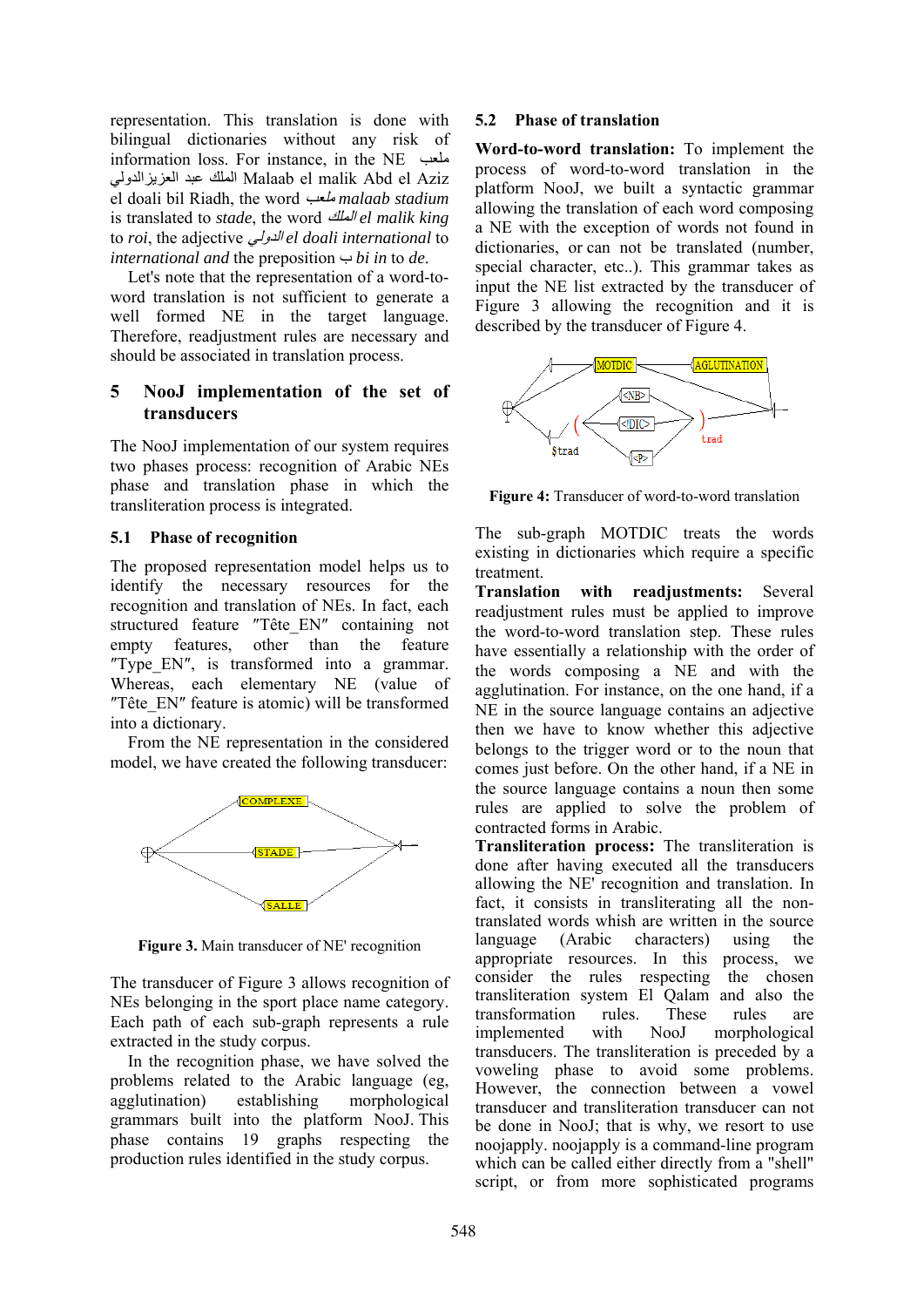representation. This translation is done with bilingual dictionaries without any risk of information loss. For instance, in the NE ملعب الملك عبد العزيزالدولي Malaab el malik Abd el Aziz el doali bil Riadh, the word ملعب *malaab stadium* is translated to *stade*, the word الملك *el malik king* to *roi*, the adjective الدولي *el doali international* to *international and* the preposition ب *bi in* to *de*.

Let's note that the representation of a word-to-word translation is not sufficient to generate a well formed NE in the target language. Therefore, readjustment rules are necessary and should be associated in translation process.

## 5 NooJ implementation of the set of transducers

The NooJ implementation of our system requires two phases process: recognition of Arabic NEs phase and translation phase in which the transliteration process is integrated.

### 5.1 Phase of recognition

The proposed representation model helps us to identify the necessary resources for the recognition and translation of NEs. In fact, each structured feature ″Tête_EN″ containing not empty features, other than the feature ″Type_EN″, is transformed into a grammar. Whereas, each elementary NE (value of ″Tête_EN″ feature is atomic) will be transformed into a dictionary.

From the NE representation in the considered model, we have created the following transducer:

**Figure 3.** Main transducer of NE' recognition

The transducer of Figure 3 allows recognition of NEs belonging in the sport place name category. Each path of each sub-graph represents a rule extracted in the study corpus.

In the recognition phase, we have solved the problems related to the Arabic language (eg, agglutination) establishing morphological grammars built into the platform NooJ. This phase contains 19 graphs respecting the production rules identified in the study corpus.

### 5.2 Phase of translation

**Word-to-word translation:** To implement the process of word-to-word translation in the platform NooJ, we built a syntactic grammar allowing the translation of each word composing a NE with the exception of words not found in dictionaries, or can not be translated (number, special character, etc..). This grammar takes as input the NE list extracted by the transducer of Figure 3 allowing the recognition and it is described by the transducer of Figure 4.

**Figure 4:** Transducer of word-to-word translation

The sub-graph MOTDIC treats the words existing in dictionaries which require a specific treatment.

**Translation with readjustments:** Several readjustment rules must be applied to improve the word-to-word translation step. These rules have essentially a relationship with the order of the words composing a NE and with the agglutination. For instance, on the one hand, if a NE in the source language contains an adjective then we have to know whether this adjective belongs to the trigger word or to the noun that comes just before. On the other hand, if a NE in the source language contains a noun then some rules are applied to solve the problem of contracted forms in Arabic.

**Transliteration process:** The transliteration is done after having executed all the transducers allowing the NE' recognition and translation. In fact, it consists in transliterating all the non-translated words whish are written in the source language (Arabic characters) using the appropriate resources. In this process, we consider the rules respecting the chosen transliteration system El Qalam and also the transformation rules. These rules are implemented with NooJ morphological transducers. The transliteration is preceded by a voweling phase to avoid some problems. However, the connection between a vowel transducer and transliteration transducer can not be done in NooJ; that is why, we resort to use noojapply. noojapply is a command-line program which can be called either directly from a "shell" script, or from more sophisticated programs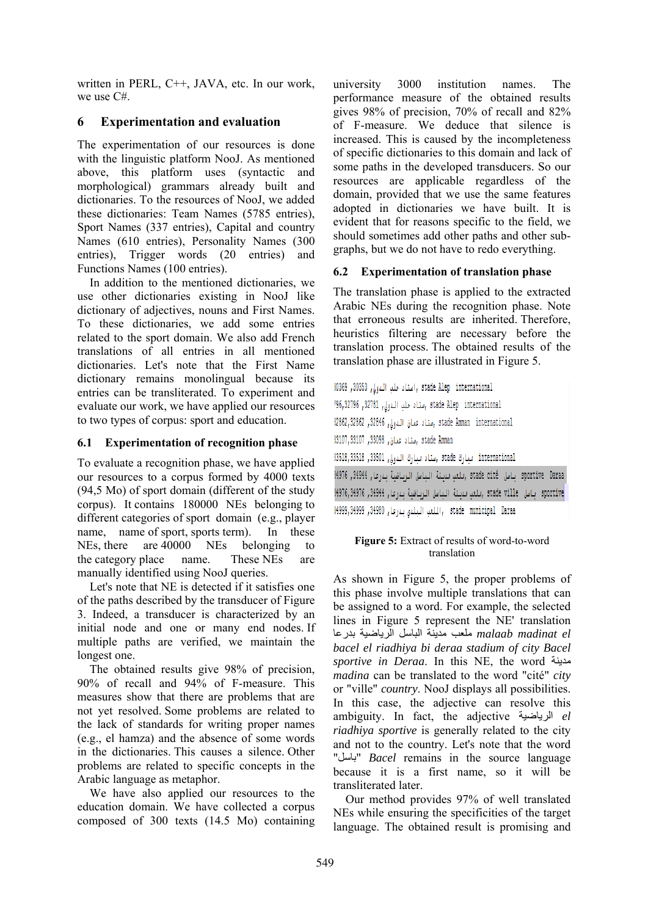written in PERL, C++, JAVA, etc. In our work, we use C#.

## 6 Experimentation and evaluation

The experimentation of our resources is done with the linguistic platform NooJ. As mentioned above, this platform uses (syntactic and morphological) grammars already built and dictionaries. To the resources of NooJ, we added these dictionaries: Team Names (5785 entries), Sport Names (337 entries), Capital and country Names (610 entries), Personality Names (300 entries), Trigger words (20 entries) and Functions Names (100 entries).

In addition to the mentioned dictionaries, we use other dictionaries existing in NooJ like dictionary of adjectives, nouns and First Names. To these dictionaries, we add some entries related to the sport domain. We also add French translations of all entries in all mentioned dictionaries. Let's note that the First Name dictionary remains monolingual because its entries can be transliterated. To experiment and evaluate our work, we have applied our resources to two types of corpus: sport and education.

### 6.1 Experimentation of recognition phase

To evaluate a recognition phase, we have applied our resources to a corpus formed by 4000 texts (94,5 Mo) of sport domain (different of the study corpus). It contains 180000 NEs belonging to different categories of sport domain (e.g., player name, name of sport, sports term). In these NEs, there are 40000 NEs belonging to the category place name. These NEs are manually identified using NooJ queries.

Let's note that NE is detected if it satisfies one of the paths described by the transducer of Figure 3. Indeed, a transducer is characterized by an initial node and one or many end nodes. If multiple paths are verified, we maintain the longest one.

The obtained results give 98% of precision, 90% of recall and 94% of F-measure. This measures show that there are problems that are not yet resolved. Some problems are related to the lack of standards for writing proper names (e.g., el hamza) and the absence of some words in the dictionaries. This causes a silence. Other problems are related to specific concepts in the Arabic language as metaphor.

We have also applied our resources to the education domain. We have collected a corpus composed of 300 texts (14.5 Mo) containing university 3000 institution names. The performance measure of the obtained results gives 98% of precision, 70% of recall and 82% of F-measure. We deduce that silence is increased. This is caused by the incompleteness of specific dictionaries to this domain and lack of some paths in the developed transducers. So our resources are applicable regardless of the domain, provided that we use the same features adopted in dictionaries we have built. It is evident that for reasons specific to the field, we should sometimes add other paths and other sub-graphs, but we do not have to redo everything.

### 6.2 Experimentation of translation phase

The translation phase is applied to the extracted Arabic NEs during the recognition phase. Note that erroneous results are inherited. Therefore, heuristics filtering are necessary before the translation process. The obtained results of the translation phase are illustrated in Figure 5.

```
30369 ,30353 ,استاد حلب الدولي, stade Alep international
?96,32796 ,32781 ,ستاد حلب الدولي, stade Alep international
32862,32862 ,32846 ,ستاد عمان الدولي, stade Amman international
33107,33107 ,33098 ,ستاد عمان, stade Amman
33518,33518 ,33501 ,ستاد بيارق الدولي, stade بيارق international
34976 ,34944 ,ملعب مدينة الباسل الرياضية بدرعا, stade cité باسل sportive Deraa
34976,34976 ,34944 ,ملعب مدينة الباسل الرياضية بدرعا, stade ville باسل sportive
34999,34999 ,34980 ,الملعب البلدي بدرعا, stade municipal Deraa
```

**Figure 5:** Extract of results of word-to-word translation

As shown in Figure 5, the proper problems of this phase involve multiple translations that can be assigned to a word. For example, the selected lines in Figure 5 represent the NE' translation ملعب مدينة الباسل الرياضية بدرعا *malaab madinat el bacel el riadhiya bi deraa stadium of city Bacel sportive in Deraa*. In this NE, the word مدينة *madina* can be translated to the word "cité" *city* or "ville" *country*. NooJ displays all possibilities. In this case, the adjective can resolve this ambiguity. In fact, the adjective الرياضية *el riadhiya sportive* is generally related to the city and not to the country. Let's note that the word "باسل" *Bacel* remains in the source language because it is a first name, so it will be transliterated later.

Our method provides 97% of well translated NEs while ensuring the specificities of the target language. The obtained result is promising and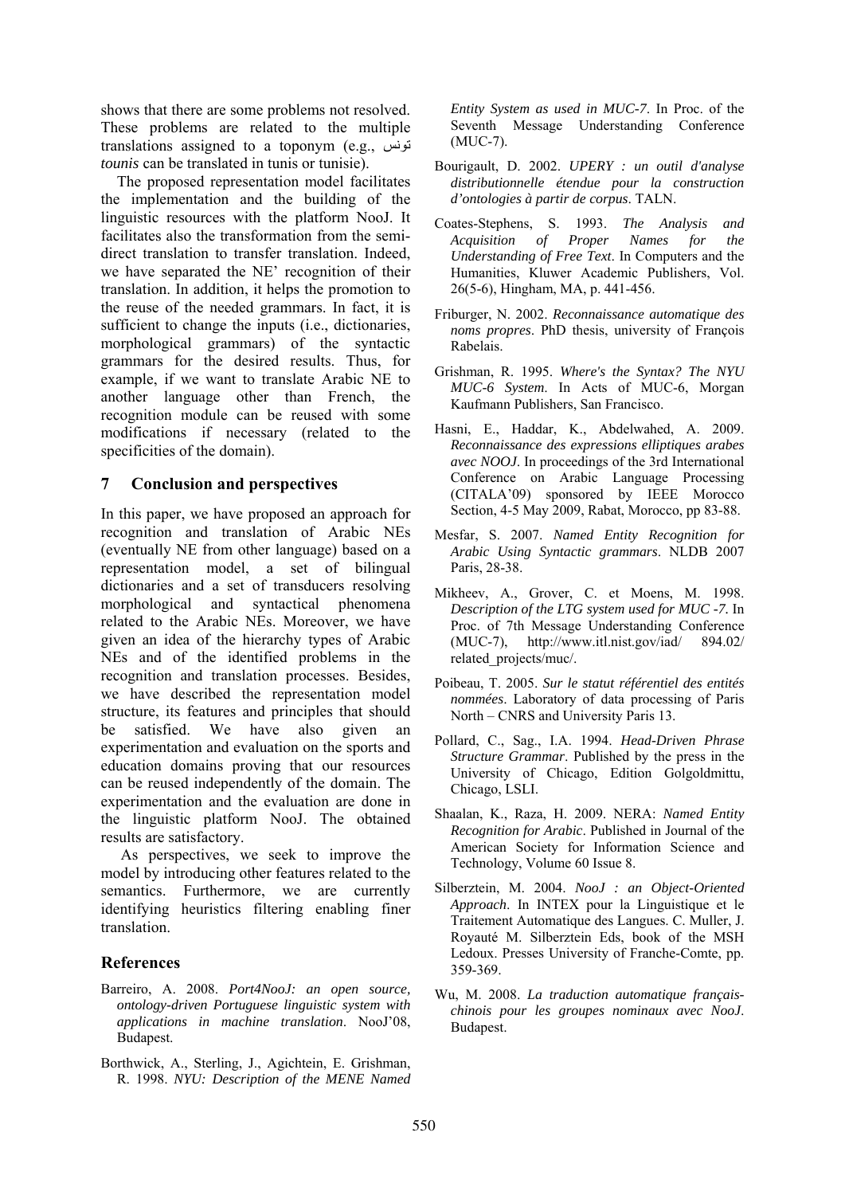shows that there are some problems not resolved. These problems are related to the multiple translations assigned to a toponym (e.g., تونس *tounis* can be translated in tunis or tunisie).

The proposed representation model facilitates the implementation and the building of the linguistic resources with the platform NooJ. It facilitates also the transformation from the semi-direct translation to transfer translation. Indeed, we have separated the NE' recognition of their translation. In addition, it helps the promotion to the reuse of the needed grammars. In fact, it is sufficient to change the inputs (i.e., dictionaries, morphological grammars) of the syntactic grammars for the desired results. Thus, for example, if we want to translate Arabic NE to another language other than French, the recognition module can be reused with some modifications if necessary (related to the specificities of the domain).

## 7 Conclusion and perspectives

In this paper, we have proposed an approach for recognition and translation of Arabic NEs (eventually NE from other language) based on a representation model, a set of bilingual dictionaries and a set of transducers resolving morphological and syntactical phenomena related to the Arabic NEs. Moreover, we have given an idea of the hierarchy types of Arabic NEs and of the identified problems in the recognition and translation processes. Besides, we have described the representation model structure, its features and principles that should be satisfied. We have also given an experimentation and evaluation on the sports and education domains proving that our resources can be reused independently of the domain. The experimentation and the evaluation are done in the linguistic platform NooJ. The obtained results are satisfactory.

As perspectives, we seek to improve the model by introducing other features related to the semantics. Furthermore, we are currently identifying heuristics filtering enabling finer translation.

## References

Barreiro, A. 2008. *Port4NooJ: an open source, ontology-driven Portuguese linguistic system with applications in machine translation*. NooJ'08, Budapest.

Borthwick, A., Sterling, J., Agichtein, E. Grishman, R. 1998. *NYU: Description of the MENE Named Entity System as used in MUC-7*. In Proc. of the Seventh Message Understanding Conference (MUC-7).

Bourigault, D. 2002. *UPERY : un outil d'analyse distributionnelle étendue pour la construction d'ontologies à partir de corpus*. TALN.

Coates-Stephens, S. 1993. *The Analysis and Acquisition of Proper Names for the Understanding of Free Text*. In Computers and the Humanities, Kluwer Academic Publishers, Vol. 26(5-6), Hingham, MA, p. 441-456.

Friburger, N. 2002. *Reconnaissance automatique des noms propres*. PhD thesis, university of François Rabelais.

Grishman, R. 1995. *Where's the Syntax? The NYU MUC-6 System*. In Acts of MUC-6, Morgan Kaufmann Publishers, San Francisco.

Hasni, E., Haddar, K., Abdelwahed, A. 2009. *Reconnaissance des expressions elliptiques arabes avec NOOJ*. In proceedings of the 3rd International Conference on Arabic Language Processing (CITALA'09) sponsored by IEEE Morocco Section, 4-5 May 2009, Rabat, Morocco, pp 83-88.

Mesfar, S. 2007. *Named Entity Recognition for Arabic Using Syntactic grammars*. NLDB 2007 Paris, 28-38.

Mikheev, A., Grover, C. et Moens, M. 1998. *Description of the LTG system used for MUC -7.* In Proc. of 7th Message Understanding Conference (MUC-7), http://www.itl.nist.gov/iad/ 894.02/ related_projects/muc/.

Poibeau, T. 2005. *Sur le statut référentiel des entités nommées*. Laboratory of data processing of Paris North – CNRS and University Paris 13.

Pollard, C., Sag., I.A. 1994. *Head-Driven Phrase Structure Grammar*. Published by the press in the University of Chicago, Edition Golgoldmittu, Chicago, LSLI.

Shaalan, K., Raza, H. 2009. NERA: *Named Entity Recognition for Arabic*. Published in Journal of the American Society for Information Science and Technology, Volume 60 Issue 8.

Silberztein, M. 2004. *NooJ : an Object-Oriented Approach*. In INTEX pour la Linguistique et le Traitement Automatique des Langues. C. Muller, J. Royauté M. Silberztein Eds, book of the MSH Ledoux. Presses University of Franche-Comte, pp. 359-369.

Wu, M. 2008. *La traduction automatique français-chinois pour les groupes nominaux avec NooJ*. Budapest.